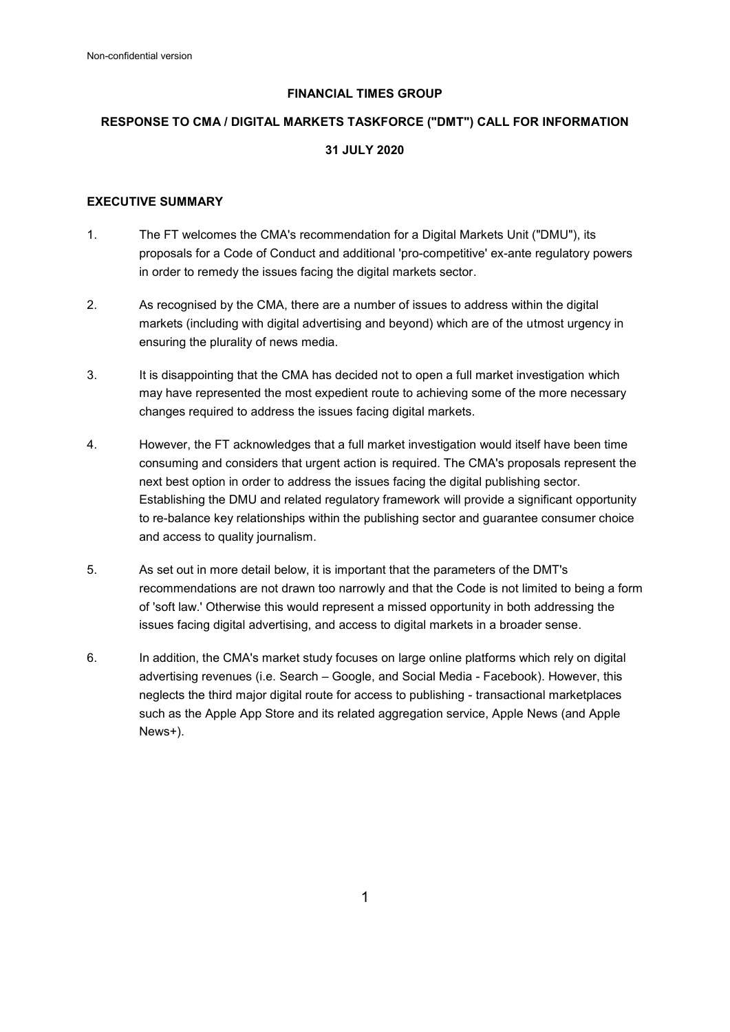Non-confidential version

**FINANCIAL TIMES GROUP**

**RESPONSE TO CMA / DIGITAL MARKETS TASKFORCE ("DMT") CALL FOR INFORMATION**

**31 JULY 2020**

## EXECUTIVE SUMMARY

1. The FT welcomes the CMA's recommendation for a Digital Markets Unit ("DMU"), its proposals for a Code of Conduct and additional 'pro-competitive' ex-ante regulatory powers in order to remedy the issues facing the digital markets sector.

2. As recognised by the CMA, there are a number of issues to address within the digital markets (including with digital advertising and beyond) which are of the utmost urgency in ensuring the plurality of news media.

3. It is disappointing that the CMA has decided not to open a full market investigation which may have represented the most expedient route to achieving some of the more necessary changes required to address the issues facing digital markets.

4. However, the FT acknowledges that a full market investigation would itself have been time consuming and considers that urgent action is required. The CMA's proposals represent the next best option in order to address the issues facing the digital publishing sector. Establishing the DMU and related regulatory framework will provide a significant opportunity to re-balance key relationships within the publishing sector and guarantee consumer choice and access to quality journalism.

5. As set out in more detail below, it is important that the parameters of the DMT's recommendations are not drawn too narrowly and that the Code is not limited to being a form of 'soft law.' Otherwise this would represent a missed opportunity in both addressing the issues facing digital advertising, and access to digital markets in a broader sense.

6. In addition, the CMA's market study focuses on large online platforms which rely on digital advertising revenues (i.e. Search – Google, and Social Media - Facebook). However, this neglects the third major digital route for access to publishing - transactional marketplaces such as the Apple App Store and its related aggregation service, Apple News (and Apple News+).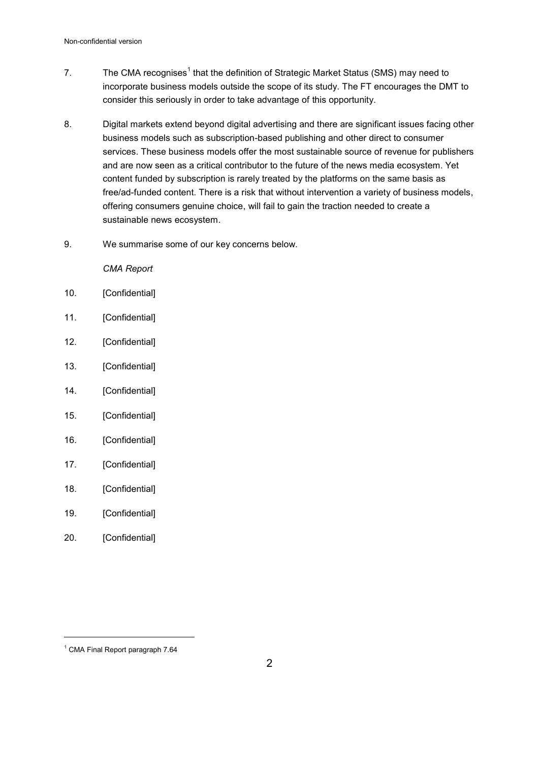7. The CMA recognises[1] that the definition of Strategic Market Status (SMS) may need to incorporate business models outside the scope of its study. The FT encourages the DMT to consider this seriously in order to take advantage of this opportunity.

8. Digital markets extend beyond digital advertising and there are significant issues facing other business models such as subscription-based publishing and other direct to consumer services. These business models offer the most sustainable source of revenue for publishers and are now seen as a critical contributor to the future of the news media ecosystem. Yet content funded by subscription is rarely treated by the platforms on the same basis as free/ad-funded content. There is a risk that without intervention a variety of business models, offering consumers genuine choice, will fail to gain the traction needed to create a sustainable news ecosystem.

9. We summarise some of our key concerns below.

*CMA Report*

10. [Confidential]

11. [Confidential]

12. [Confidential]

13. [Confidential]

14. [Confidential]

15. [Confidential]

16. [Confidential]

17. [Confidential]

18. [Confidential]

19. [Confidential]

20. [Confidential]

---

[1] CMA Final Report paragraph 7.64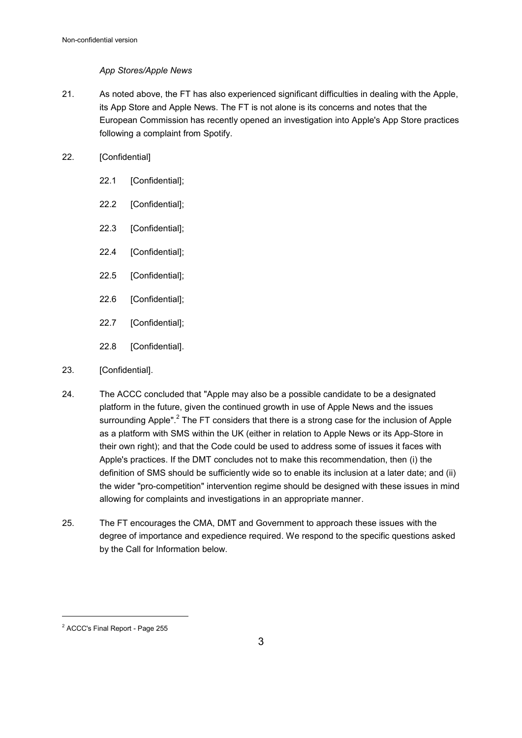*App Stores/Apple News*

21. As noted above, the FT has also experienced significant difficulties in dealing with the Apple, its App Store and Apple News. The FT is not alone is its concerns and notes that the European Commission has recently opened an investigation into Apple's App Store practices following a complaint from Spotify.

22. [Confidential]

    22.1 [Confidential];

    22.2 [Confidential];

    22.3 [Confidential];

    22.4 [Confidential];

    22.5 [Confidential];

    22.6 [Confidential];

    22.7 [Confidential];

    22.8 [Confidential].

23. [Confidential].

24. The ACCC concluded that "Apple may also be a possible candidate to be a designated platform in the future, given the continued growth in use of Apple News and the issues surrounding Apple".[2] The FT considers that there is a strong case for the inclusion of Apple as a platform with SMS within the UK (either in relation to Apple News or its App-Store in their own right); and that the Code could be used to address some of issues it faces with Apple's practices. If the DMT concludes not to make this recommendation, then (i) the definition of SMS should be sufficiently wide so to enable its inclusion at a later date; and (ii) the wider "pro-competition" intervention regime should be designed with these issues in mind allowing for complaints and investigations in an appropriate manner.

25. The FT encourages the CMA, DMT and Government to approach these issues with the degree of importance and expedience required. We respond to the specific questions asked by the Call for Information below.

[2] ACCC's Final Report - Page 255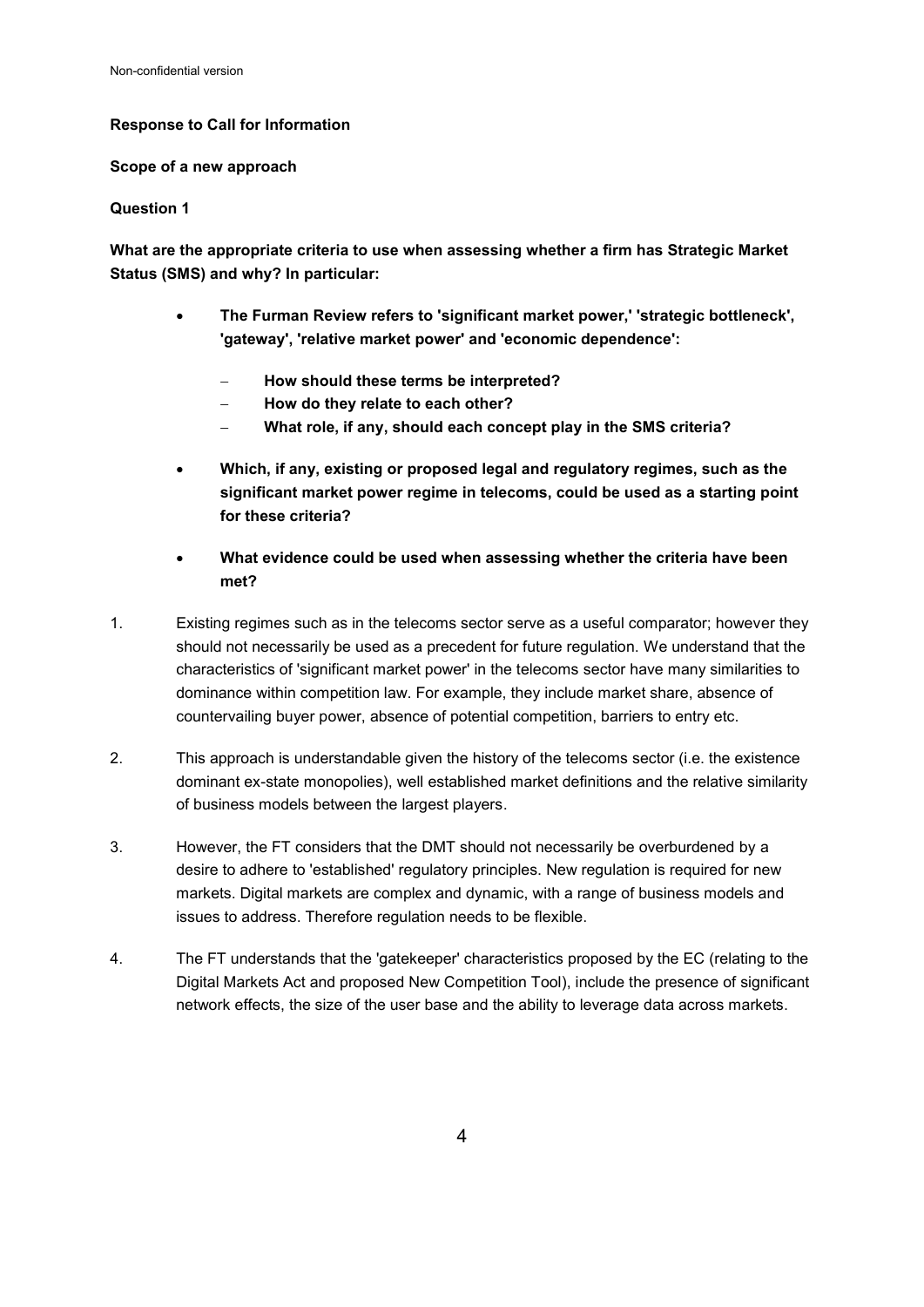**Response to Call for Information**

**Scope of a new approach**

**Question 1**

**What are the appropriate criteria to use when assessing whether a firm has Strategic Market Status (SMS) and why? In particular:**

- **The Furman Review refers to 'significant market power,' 'strategic bottleneck', 'gateway', 'relative market power' and 'economic dependence':**
  - **How should these terms be interpreted?**
  - **How do they relate to each other?**
  - **What role, if any, should each concept play in the SMS criteria?**
- **Which, if any, existing or proposed legal and regulatory regimes, such as the significant market power regime in telecoms, could be used as a starting point for these criteria?**
- **What evidence could be used when assessing whether the criteria have been met?**

1. Existing regimes such as in the telecoms sector serve as a useful comparator; however they should not necessarily be used as a precedent for future regulation. We understand that the characteristics of 'significant market power' in the telecoms sector have many similarities to dominance within competition law. For example, they include market share, absence of countervailing buyer power, absence of potential competition, barriers to entry etc.

2. This approach is understandable given the history of the telecoms sector (i.e. the existence dominant ex-state monopolies), well established market definitions and the relative similarity of business models between the largest players.

3. However, the FT considers that the DMT should not necessarily be overburdened by a desire to adhere to 'established' regulatory principles. New regulation is required for new markets. Digital markets are complex and dynamic, with a range of business models and issues to address. Therefore regulation needs to be flexible.

4. The FT understands that the 'gatekeeper' characteristics proposed by the EC (relating to the Digital Markets Act and proposed New Competition Tool), include the presence of significant network effects, the size of the user base and the ability to leverage data across markets.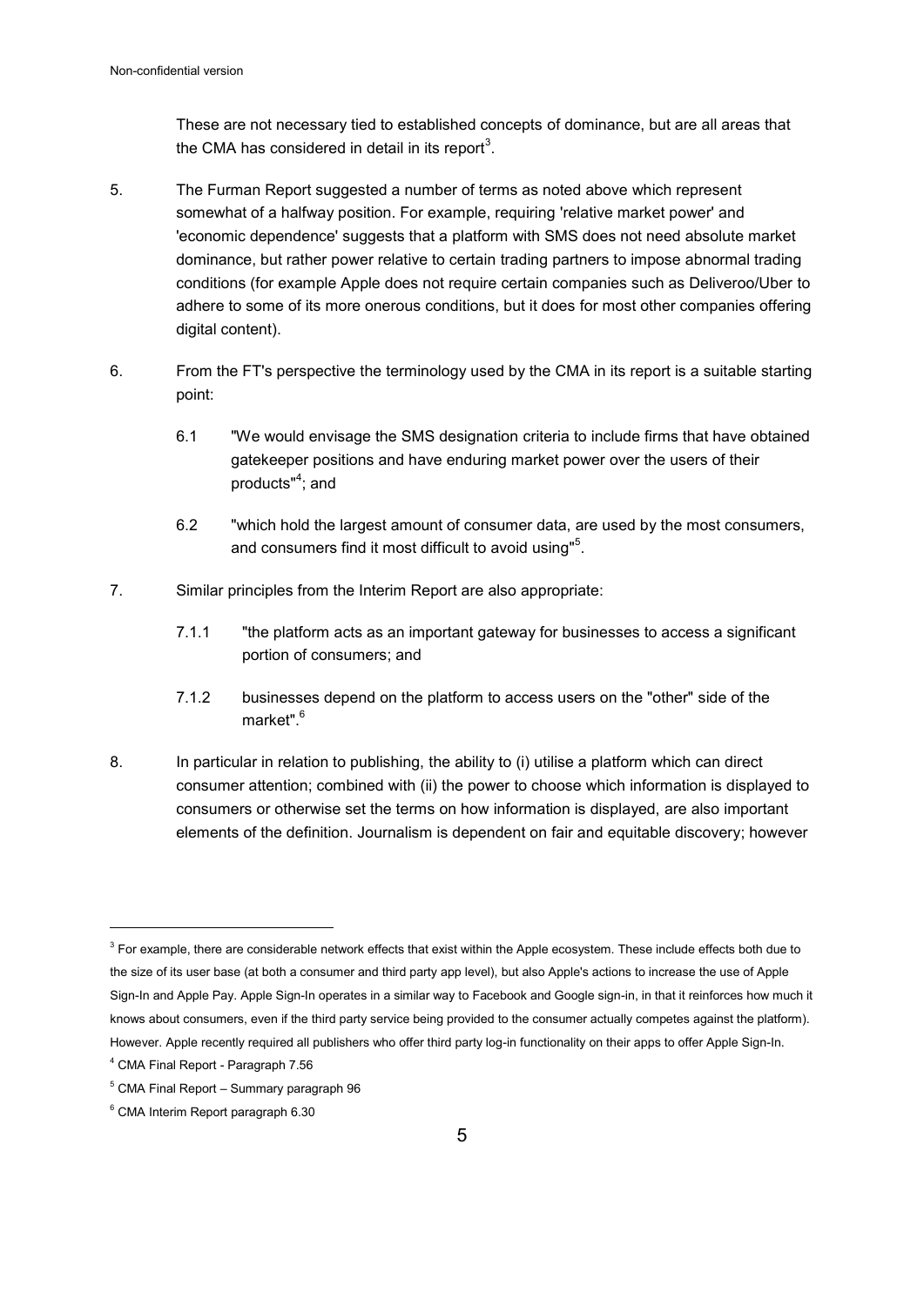These are not necessary tied to established concepts of dominance, but are all areas that the CMA has considered in detail in its report[3].

5. The Furman Report suggested a number of terms as noted above which represent somewhat of a halfway position. For example, requiring 'relative market power' and 'economic dependence' suggests that a platform with SMS does not need absolute market dominance, but rather power relative to certain trading partners to impose abnormal trading conditions (for example Apple does not require certain companies such as Deliveroo/Uber to adhere to some of its more onerous conditions, but it does for most other companies offering digital content).

6. From the FT's perspective the terminology used by the CMA in its report is a suitable starting point:

   6.1 "We would envisage the SMS designation criteria to include firms that have obtained gatekeeper positions and have enduring market power over the users of their products"[4]; and

   6.2 "which hold the largest amount of consumer data, are used by the most consumers, and consumers find it most difficult to avoid using"[5].

7. Similar principles from the Interim Report are also appropriate:

   7.1.1 "the platform acts as an important gateway for businesses to access a significant portion of consumers; and

   7.1.2 businesses depend on the platform to access users on the "other" side of the market".[6]

8. In particular in relation to publishing, the ability to (i) utilise a platform which can direct consumer attention; combined with (ii) the power to choose which information is displayed to consumers or otherwise set the terms on how information is displayed, are also important elements of the definition. Journalism is dependent on fair and equitable discovery; however

---

[3] For example, there are considerable network effects that exist within the Apple ecosystem. These include effects both due to the size of its user base (at both a consumer and third party app level), but also Apple's actions to increase the use of Apple Sign-In and Apple Pay. Apple Sign-In operates in a similar way to Facebook and Google sign-in, in that it reinforces how much it knows about consumers, even if the third party service being provided to the consumer actually competes against the platform). However. Apple recently required all publishers who offer third party log-in functionality on their apps to offer Apple Sign-In.

[4] CMA Final Report - Paragraph 7.56

[5] CMA Final Report – Summary paragraph 96

[6] CMA Interim Report paragraph 6.30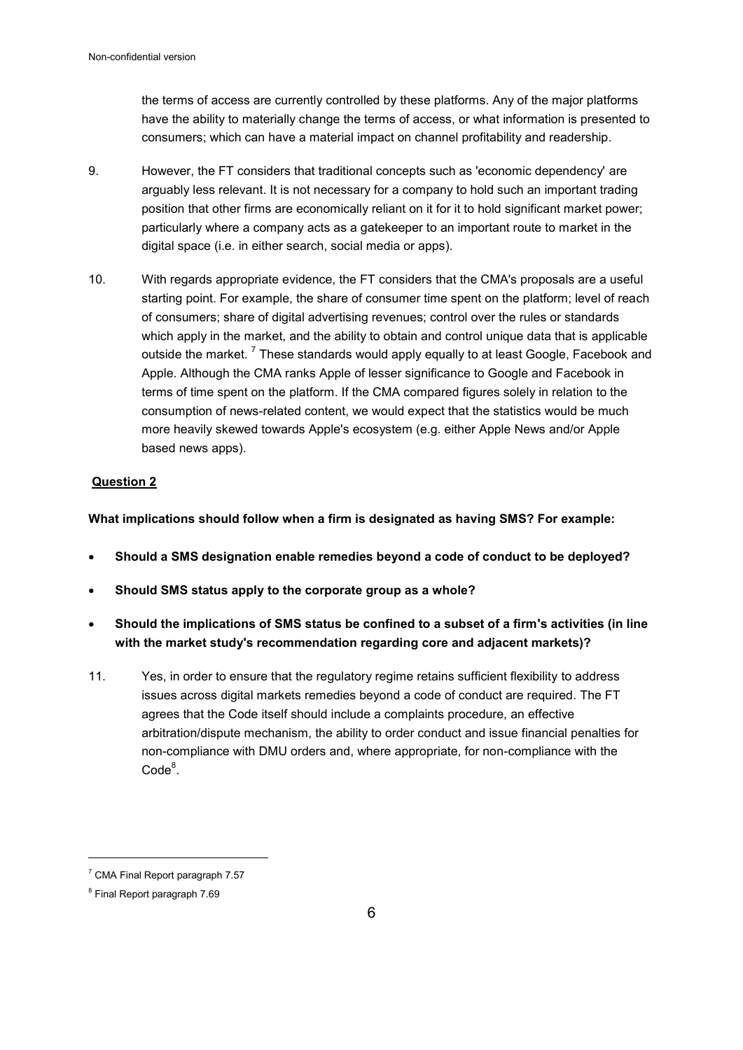the terms of access are currently controlled by these platforms. Any of the major platforms have the ability to materially change the terms of access, or what information is presented to consumers; which can have a material impact on channel profitability and readership.

9. However, the FT considers that traditional concepts such as 'economic dependency' are arguably less relevant. It is not necessary for a company to hold such an important trading position that other firms are economically reliant on it for it to hold significant market power; particularly where a company acts as a gatekeeper to an important route to market in the digital space (i.e. in either search, social media or apps).

10. With regards appropriate evidence, the FT considers that the CMA's proposals are a useful starting point. For example, the share of consumer time spent on the platform; level of reach of consumers; share of digital advertising revenues; control over the rules or standards which apply in the market, and the ability to obtain and control unique data that is applicable outside the market. [7] These standards would apply equally to at least Google, Facebook and Apple. Although the CMA ranks Apple of lesser significance to Google and Facebook in terms of time spent on the platform. If the CMA compared figures solely in relation to the consumption of news-related content, we would expect that the statistics would be much more heavily skewed towards Apple's ecosystem (e.g. either Apple News and/or Apple based news apps).

**Question 2**

**What implications should follow when a firm is designated as having SMS? For example:**

- **Should a SMS designation enable remedies beyond a code of conduct to be deployed?**
- **Should SMS status apply to the corporate group as a whole?**
- **Should the implications of SMS status be confined to a subset of a firm's activities (in line with the market study's recommendation regarding core and adjacent markets)?**

11. Yes, in order to ensure that the regulatory regime retains sufficient flexibility to address issues across digital markets remedies beyond a code of conduct are required. The FT agrees that the Code itself should include a complaints procedure, an effective arbitration/dispute mechanism, the ability to order conduct and issue financial penalties for non-compliance with DMU orders and, where appropriate, for non-compliance with the Code[8].

---

[7] CMA Final Report paragraph 7.57

[8] Final Report paragraph 7.69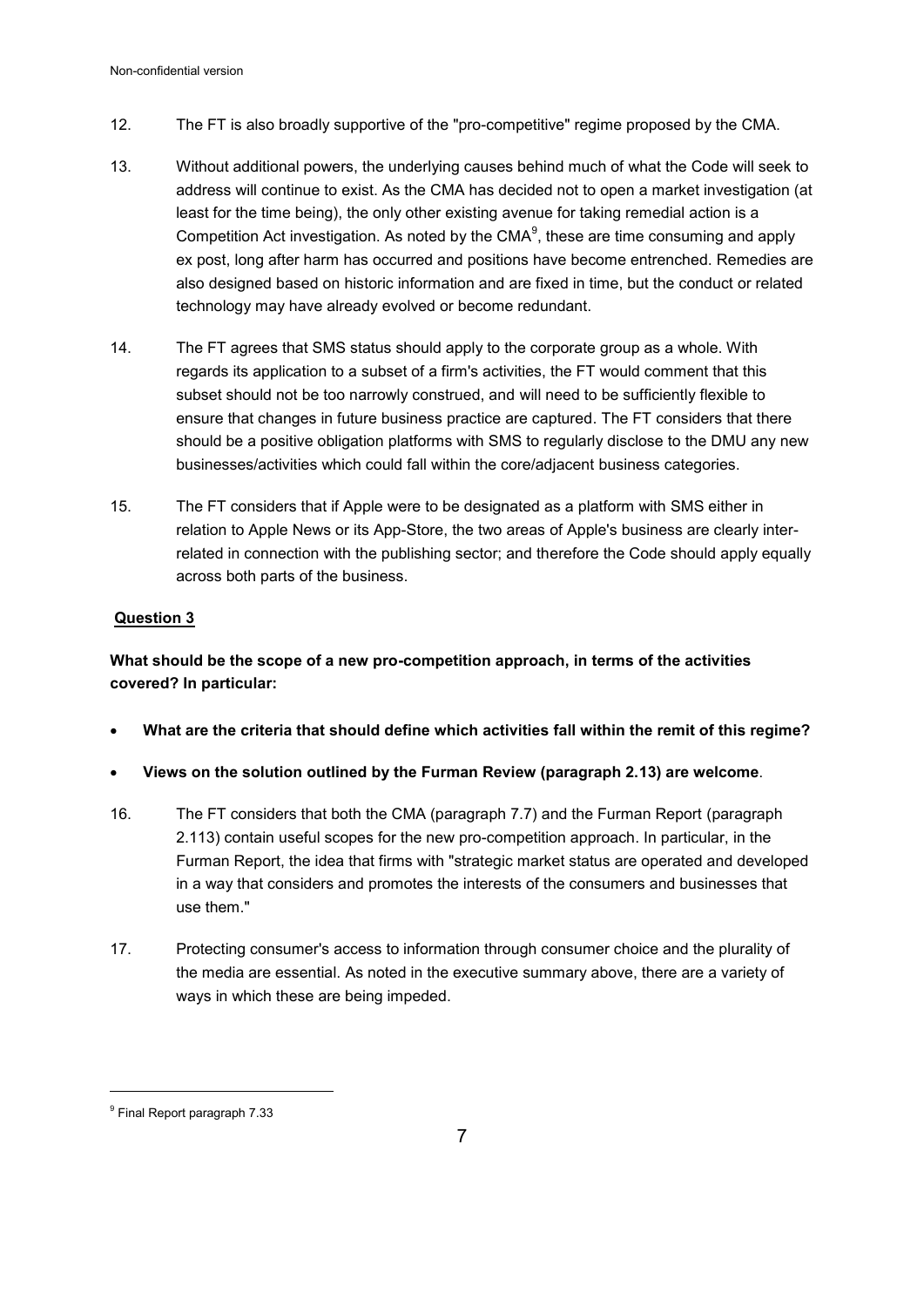12. The FT is also broadly supportive of the "pro-competitive" regime proposed by the CMA.

13. Without additional powers, the underlying causes behind much of what the Code will seek to address will continue to exist. As the CMA has decided not to open a market investigation (at least for the time being), the only other existing avenue for taking remedial action is a Competition Act investigation. As noted by the CMA[9], these are time consuming and apply ex post, long after harm has occurred and positions have become entrenched. Remedies are also designed based on historic information and are fixed in time, but the conduct or related technology may have already evolved or become redundant.

14. The FT agrees that SMS status should apply to the corporate group as a whole. With regards its application to a subset of a firm's activities, the FT would comment that this subset should not be too narrowly construed, and will need to be sufficiently flexible to ensure that changes in future business practice are captured. The FT considers that there should be a positive obligation platforms with SMS to regularly disclose to the DMU any new businesses/activities which could fall within the core/adjacent business categories.

15. The FT considers that if Apple were to be designated as a platform with SMS either in relation to Apple News or its App-Store, the two areas of Apple's business are clearly inter-related in connection with the publishing sector; and therefore the Code should apply equally across both parts of the business.

**Question 3**

**What should be the scope of a new pro-competition approach, in terms of the activities covered? In particular:**

- **What are the criteria that should define which activities fall within the remit of this regime?**
- **Views on the solution outlined by the Furman Review (paragraph 2.13) are welcome**.

16. The FT considers that both the CMA (paragraph 7.7) and the Furman Report (paragraph 2.113) contain useful scopes for the new pro-competition approach. In particular, in the Furman Report, the idea that firms with "strategic market status are operated and developed in a way that considers and promotes the interests of the consumers and businesses that use them."

17. Protecting consumer's access to information through consumer choice and the plurality of the media are essential. As noted in the executive summary above, there are a variety of ways in which these are being impeded.

[9] Final Report paragraph 7.33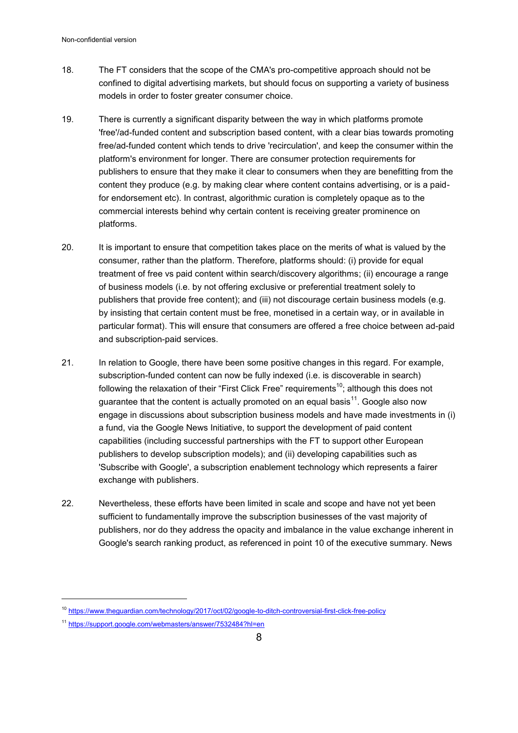18. The FT considers that the scope of the CMA's pro-competitive approach should not be confined to digital advertising markets, but should focus on supporting a variety of business models in order to foster greater consumer choice.

19. There is currently a significant disparity between the way in which platforms promote 'free'/ad-funded content and subscription based content, with a clear bias towards promoting free/ad-funded content which tends to drive 'recirculation', and keep the consumer within the platform's environment for longer. There are consumer protection requirements for publishers to ensure that they make it clear to consumers when they are benefitting from the content they produce (e.g. by making clear where content contains advertising, or is a paid-for endorsement etc). In contrast, algorithmic curation is completely opaque as to the commercial interests behind why certain content is receiving greater prominence on platforms.

20. It is important to ensure that competition takes place on the merits of what is valued by the consumer, rather than the platform. Therefore, platforms should: (i) provide for equal treatment of free vs paid content within search/discovery algorithms; (ii) encourage a range of business models (i.e. by not offering exclusive or preferential treatment solely to publishers that provide free content); and (iii) not discourage certain business models (e.g. by insisting that certain content must be free, monetised in a certain way, or in available in particular format). This will ensure that consumers are offered a free choice between ad-paid and subscription-paid services.

21. In relation to Google, there have been some positive changes in this regard. For example, subscription-funded content can now be fully indexed (i.e. is discoverable in search) following the relaxation of their "First Click Free" requirements[10]; although this does not guarantee that the content is actually promoted on an equal basis[11]. Google also now engage in discussions about subscription business models and have made investments in (i) a fund, via the Google News Initiative, to support the development of paid content capabilities (including successful partnerships with the FT to support other European publishers to develop subscription models); and (ii) developing capabilities such as 'Subscribe with Google', a subscription enablement technology which represents a fairer exchange with publishers.

22. Nevertheless, these efforts have been limited in scale and scope and have not yet been sufficient to fundamentally improve the subscription businesses of the vast majority of publishers, nor do they address the opacity and imbalance in the value exchange inherent in Google's search ranking product, as referenced in point 10 of the executive summary. News

---

[10] https://www.theguardian.com/technology/2017/oct/02/google-to-ditch-controversial-first-click-free-policy

[11] https://support.google.com/webmasters/answer/7532484?hl=en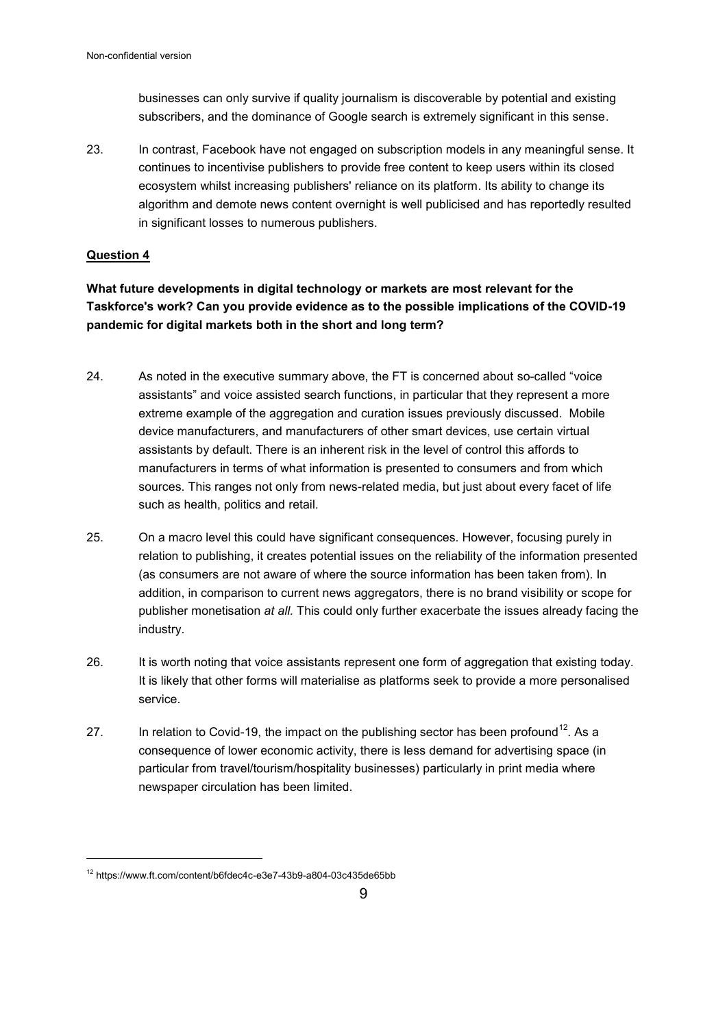businesses can only survive if quality journalism is discoverable by potential and existing subscribers, and the dominance of Google search is extremely significant in this sense.

23. In contrast, Facebook have not engaged on subscription models in any meaningful sense. It continues to incentivise publishers to provide free content to keep users within its closed ecosystem whilst increasing publishers' reliance on its platform. Its ability to change its algorithm and demote news content overnight is well publicised and has reportedly resulted in significant losses to numerous publishers.

**Question 4**

**What future developments in digital technology or markets are most relevant for the Taskforce's work? Can you provide evidence as to the possible implications of the COVID-19 pandemic for digital markets both in the short and long term?**

24. As noted in the executive summary above, the FT is concerned about so-called "voice assistants" and voice assisted search functions, in particular that they represent a more extreme example of the aggregation and curation issues previously discussed. Mobile device manufacturers, and manufacturers of other smart devices, use certain virtual assistants by default. There is an inherent risk in the level of control this affords to manufacturers in terms of what information is presented to consumers and from which sources. This ranges not only from news-related media, but just about every facet of life such as health, politics and retail.

25. On a macro level this could have significant consequences. However, focusing purely in relation to publishing, it creates potential issues on the reliability of the information presented (as consumers are not aware of where the source information has been taken from). In addition, in comparison to current news aggregators, there is no brand visibility or scope for publisher monetisation *at all.* This could only further exacerbate the issues already facing the industry.

26. It is worth noting that voice assistants represent one form of aggregation that existing today. It is likely that other forms will materialise as platforms seek to provide a more personalised service.

27. In relation to Covid-19, the impact on the publishing sector has been profound[12]. As a consequence of lower economic activity, there is less demand for advertising space (in particular from travel/tourism/hospitality businesses) particularly in print media where newspaper circulation has been limited.

[12] https://www.ft.com/content/b6fdec4c-e3e7-43b9-a804-03c435de65bb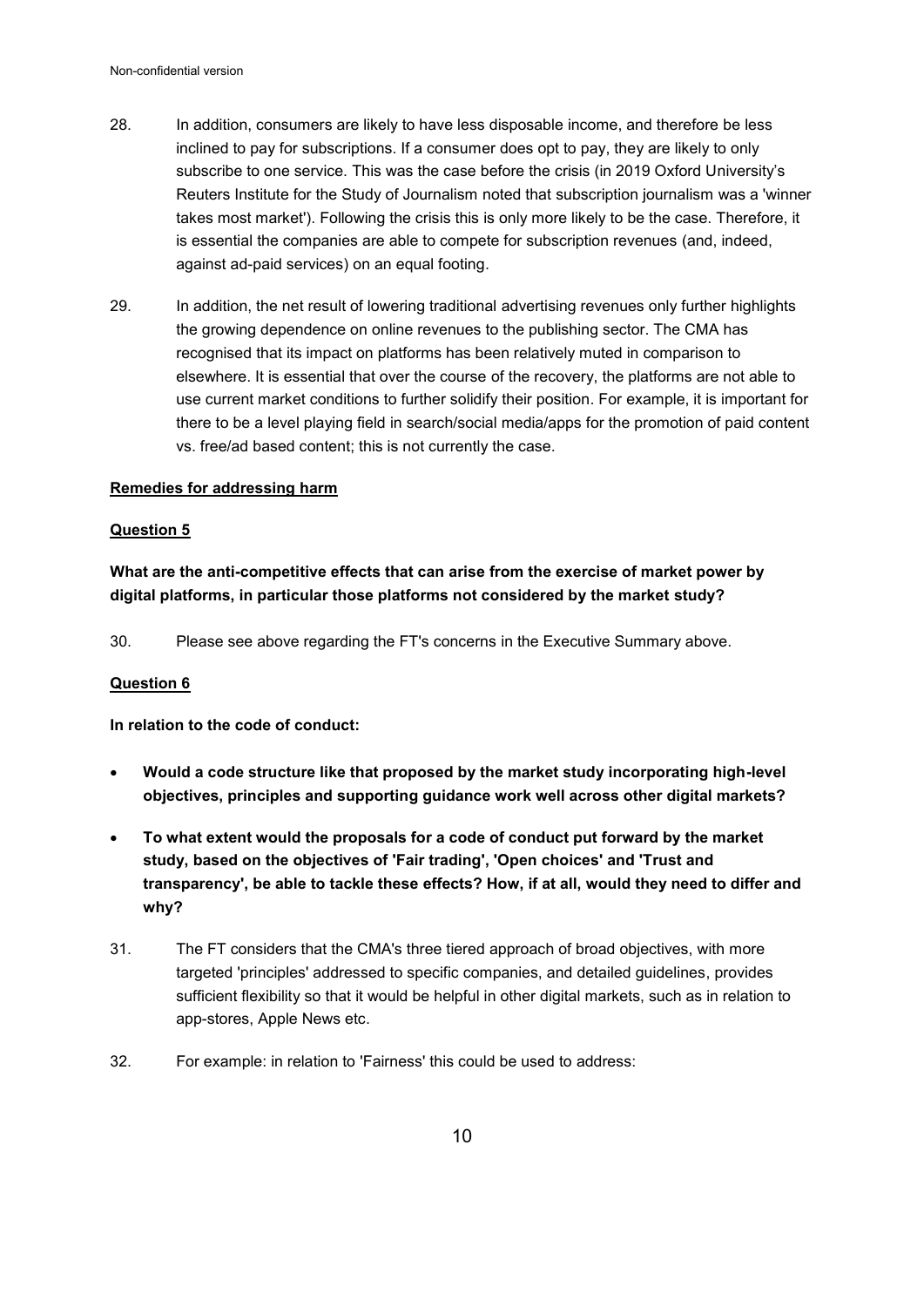28. In addition, consumers are likely to have less disposable income, and therefore be less inclined to pay for subscriptions. If a consumer does opt to pay, they are likely to only subscribe to one service. This was the case before the crisis (in 2019 Oxford University's Reuters Institute for the Study of Journalism noted that subscription journalism was a 'winner takes most market'). Following the crisis this is only more likely to be the case. Therefore, it is essential the companies are able to compete for subscription revenues (and, indeed, against ad-paid services) on an equal footing.

29. In addition, the net result of lowering traditional advertising revenues only further highlights the growing dependence on online revenues to the publishing sector. The CMA has recognised that its impact on platforms has been relatively muted in comparison to elsewhere. It is essential that over the course of the recovery, the platforms are not able to use current market conditions to further solidify their position. For example, it is important for there to be a level playing field in search/social media/apps for the promotion of paid content vs. free/ad based content; this is not currently the case.

**Remedies for addressing harm**

**Question 5**

**What are the anti-competitive effects that can arise from the exercise of market power by digital platforms, in particular those platforms not considered by the market study?**

30. Please see above regarding the FT's concerns in the Executive Summary above.

**Question 6**

**In relation to the code of conduct:**

- **Would a code structure like that proposed by the market study incorporating high-level objectives, principles and supporting guidance work well across other digital markets?**
- **To what extent would the proposals for a code of conduct put forward by the market study, based on the objectives of 'Fair trading', 'Open choices' and 'Trust and transparency', be able to tackle these effects? How, if at all, would they need to differ and why?**

31. The FT considers that the CMA's three tiered approach of broad objectives, with more targeted 'principles' addressed to specific companies, and detailed guidelines, provides sufficient flexibility so that it would be helpful in other digital markets, such as in relation to app-stores, Apple News etc.

32. For example: in relation to 'Fairness' this could be used to address: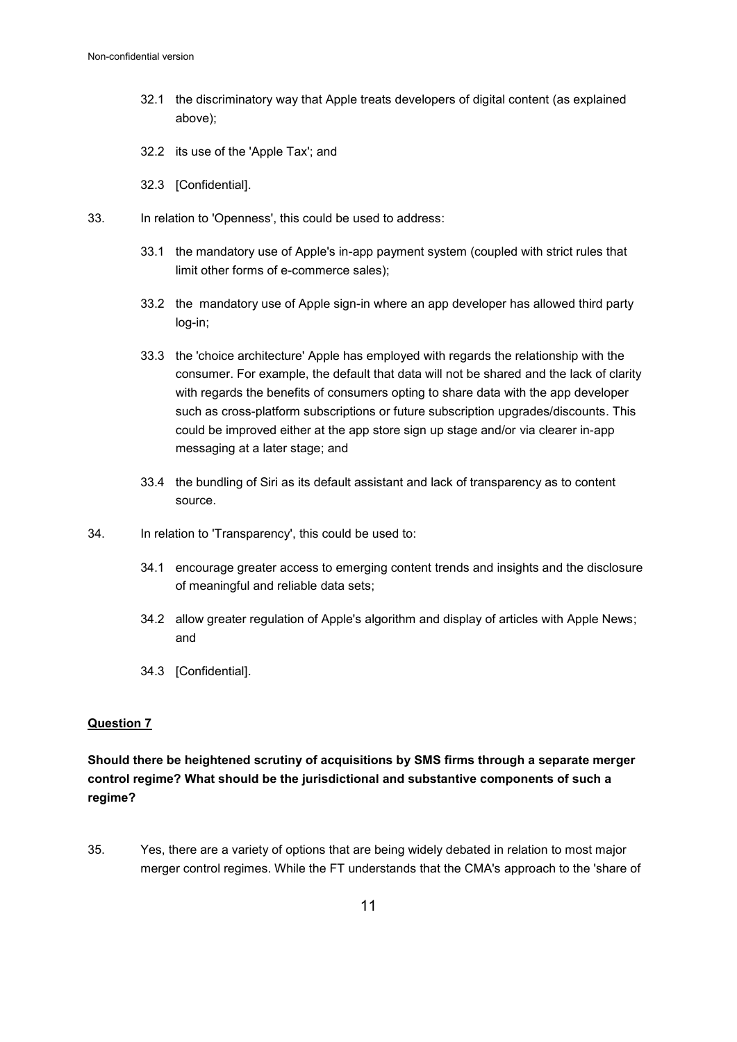32.1 the discriminatory way that Apple treats developers of digital content (as explained above);

32.2 its use of the 'Apple Tax'; and

32.3 [Confidential].

33. In relation to 'Openness', this could be used to address:

33.1 the mandatory use of Apple's in-app payment system (coupled with strict rules that limit other forms of e-commerce sales);

33.2 the mandatory use of Apple sign-in where an app developer has allowed third party log-in;

33.3 the 'choice architecture' Apple has employed with regards the relationship with the consumer. For example, the default that data will not be shared and the lack of clarity with regards the benefits of consumers opting to share data with the app developer such as cross-platform subscriptions or future subscription upgrades/discounts. This could be improved either at the app store sign up stage and/or via clearer in-app messaging at a later stage; and

33.4 the bundling of Siri as its default assistant and lack of transparency as to content source.

34. In relation to 'Transparency', this could be used to:

34.1 encourage greater access to emerging content trends and insights and the disclosure of meaningful and reliable data sets;

34.2 allow greater regulation of Apple's algorithm and display of articles with Apple News; and

34.3 [Confidential].

## Question 7

**Should there be heightened scrutiny of acquisitions by SMS firms through a separate merger control regime? What should be the jurisdictional and substantive components of such a regime?**

35. Yes, there are a variety of options that are being widely debated in relation to most major merger control regimes. While the FT understands that the CMA's approach to the 'share of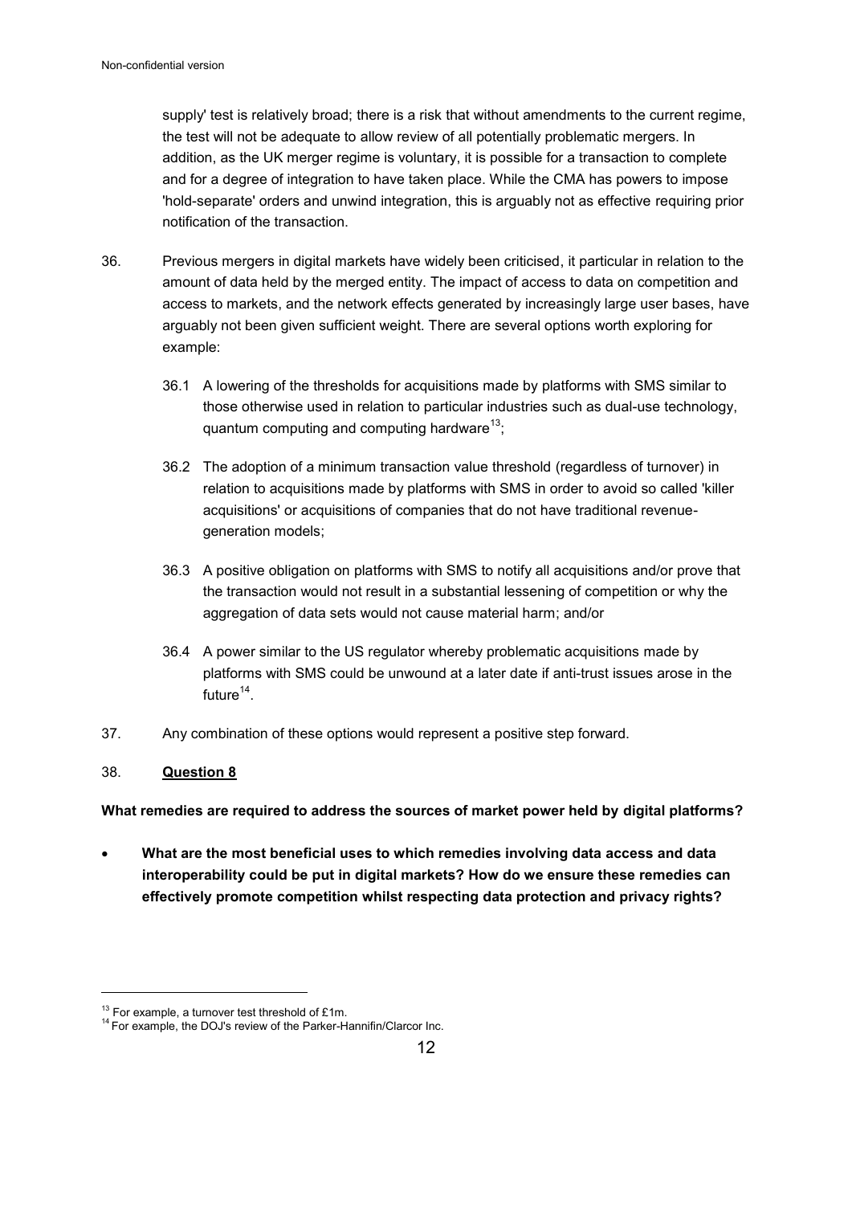supply' test is relatively broad; there is a risk that without amendments to the current regime, the test will not be adequate to allow review of all potentially problematic mergers. In addition, as the UK merger regime is voluntary, it is possible for a transaction to complete and for a degree of integration to have taken place. While the CMA has powers to impose 'hold-separate' orders and unwind integration, this is arguably not as effective requiring prior notification of the transaction.

36. Previous mergers in digital markets have widely been criticised, it particular in relation to the amount of data held by the merged entity. The impact of access to data on competition and access to markets, and the network effects generated by increasingly large user bases, have arguably not been given sufficient weight. There are several options worth exploring for example:

    36.1 A lowering of the thresholds for acquisitions made by platforms with SMS similar to those otherwise used in relation to particular industries such as dual-use technology, quantum computing and computing hardware[13];

    36.2 The adoption of a minimum transaction value threshold (regardless of turnover) in relation to acquisitions made by platforms with SMS in order to avoid so called 'killer acquisitions' or acquisitions of companies that do not have traditional revenue-generation models;

    36.3 A positive obligation on platforms with SMS to notify all acquisitions and/or prove that the transaction would not result in a substantial lessening of competition or why the aggregation of data sets would not cause material harm; and/or

    36.4 A power similar to the US regulator whereby problematic acquisitions made by platforms with SMS could be unwound at a later date if anti-trust issues arose in the future[14].

37. Any combination of these options would represent a positive step forward.

38. **Question 8**

**What remedies are required to address the sources of market power held by digital platforms?**

- **What are the most beneficial uses to which remedies involving data access and data interoperability could be put in digital markets? How do we ensure these remedies can effectively promote competition whilst respecting data protection and privacy rights?**

---

[13] For example, a turnover test threshold of £1m.

[14] For example, the DOJ's review of the Parker-Hannifin/Clarcor Inc.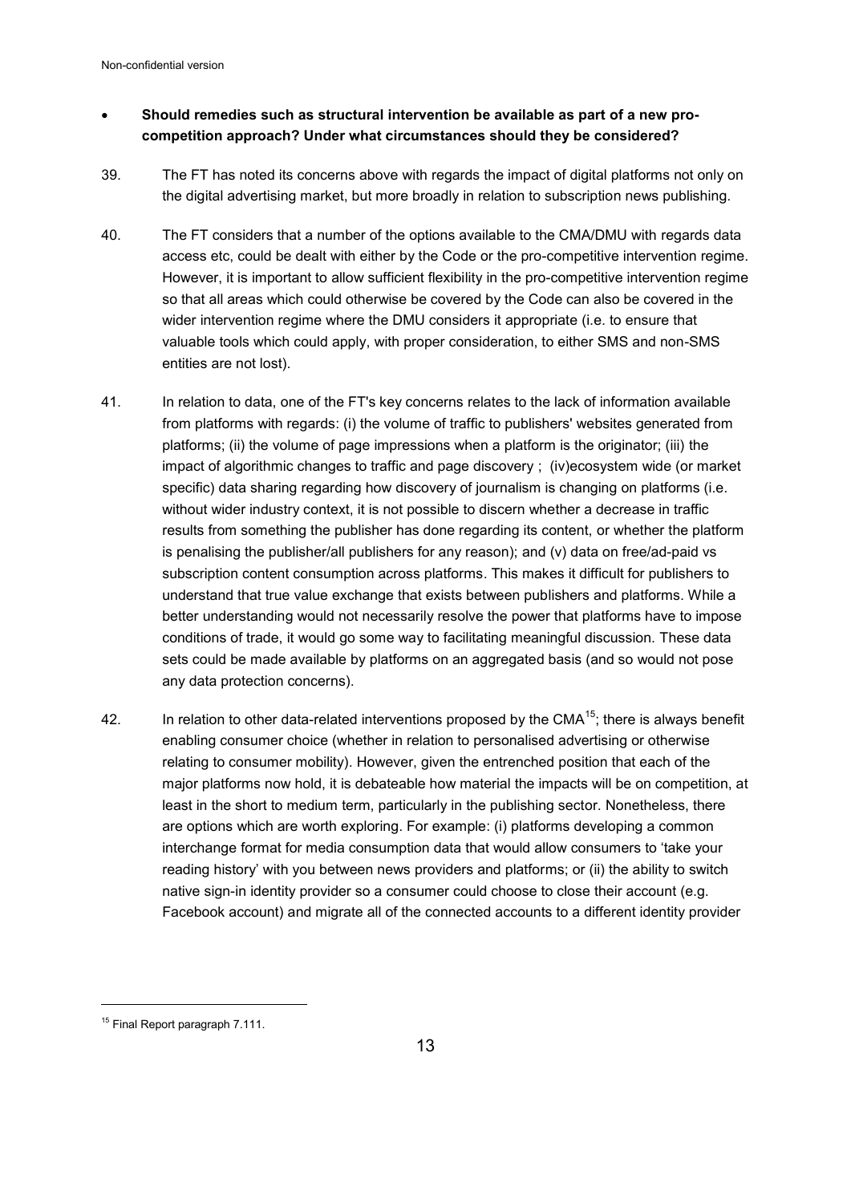- **Should remedies such as structural intervention be available as part of a new pro-competition approach? Under what circumstances should they be considered?**

39. The FT has noted its concerns above with regards the impact of digital platforms not only on the digital advertising market, but more broadly in relation to subscription news publishing.

40. The FT considers that a number of the options available to the CMA/DMU with regards data access etc, could be dealt with either by the Code or the pro-competitive intervention regime. However, it is important to allow sufficient flexibility in the pro-competitive intervention regime so that all areas which could otherwise be covered by the Code can also be covered in the wider intervention regime where the DMU considers it appropriate (i.e. to ensure that valuable tools which could apply, with proper consideration, to either SMS and non-SMS entities are not lost).

41. In relation to data, one of the FT's key concerns relates to the lack of information available from platforms with regards: (i) the volume of traffic to publishers' websites generated from platforms; (ii) the volume of page impressions when a platform is the originator; (iii) the impact of algorithmic changes to traffic and page discovery ; (iv)ecosystem wide (or market specific) data sharing regarding how discovery of journalism is changing on platforms (i.e. without wider industry context, it is not possible to discern whether a decrease in traffic results from something the publisher has done regarding its content, or whether the platform is penalising the publisher/all publishers for any reason); and (v) data on free/ad-paid vs subscription content consumption across platforms. This makes it difficult for publishers to understand that true value exchange that exists between publishers and platforms. While a better understanding would not necessarily resolve the power that platforms have to impose conditions of trade, it would go some way to facilitating meaningful discussion. These data sets could be made available by platforms on an aggregated basis (and so would not pose any data protection concerns).

42. In relation to other data-related interventions proposed by the CMA[15]; there is always benefit enabling consumer choice (whether in relation to personalised advertising or otherwise relating to consumer mobility). However, given the entrenched position that each of the major platforms now hold, it is debateable how material the impacts will be on competition, at least in the short to medium term, particularly in the publishing sector. Nonetheless, there are options which are worth exploring. For example: (i) platforms developing a common interchange format for media consumption data that would allow consumers to 'take your reading history' with you between news providers and platforms; or (ii) the ability to switch native sign-in identity provider so a consumer could choose to close their account (e.g. Facebook account) and migrate all of the connected accounts to a different identity provider

[15] Final Report paragraph 7.111.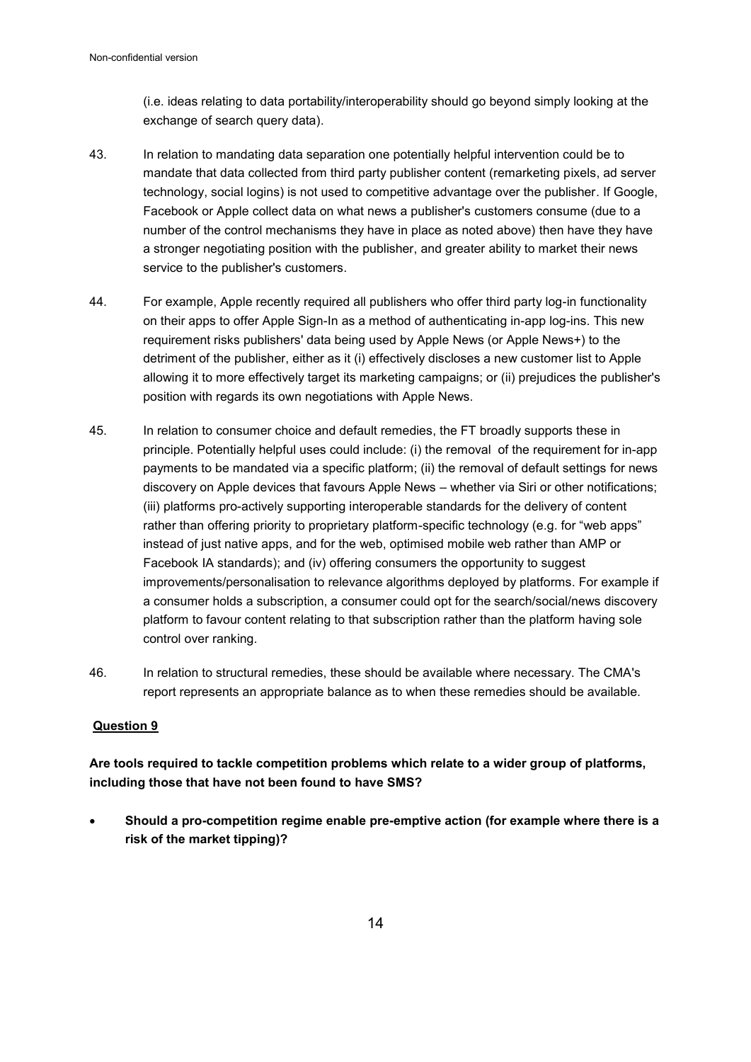(i.e. ideas relating to data portability/interoperability should go beyond simply looking at the exchange of search query data).

43. In relation to mandating data separation one potentially helpful intervention could be to mandate that data collected from third party publisher content (remarketing pixels, ad server technology, social logins) is not used to competitive advantage over the publisher. If Google, Facebook or Apple collect data on what news a publisher's customers consume (due to a number of the control mechanisms they have in place as noted above) then have they have a stronger negotiating position with the publisher, and greater ability to market their news service to the publisher's customers.

44. For example, Apple recently required all publishers who offer third party log-in functionality on their apps to offer Apple Sign-In as a method of authenticating in-app log-ins. This new requirement risks publishers' data being used by Apple News (or Apple News+) to the detriment of the publisher, either as it (i) effectively discloses a new customer list to Apple allowing it to more effectively target its marketing campaigns; or (ii) prejudices the publisher's position with regards its own negotiations with Apple News.

45. In relation to consumer choice and default remedies, the FT broadly supports these in principle. Potentially helpful uses could include: (i) the removal of the requirement for in-app payments to be mandated via a specific platform; (ii) the removal of default settings for news discovery on Apple devices that favours Apple News – whether via Siri or other notifications; (iii) platforms pro-actively supporting interoperable standards for the delivery of content rather than offering priority to proprietary platform-specific technology (e.g. for "web apps" instead of just native apps, and for the web, optimised mobile web rather than AMP or Facebook IA standards); and (iv) offering consumers the opportunity to suggest improvements/personalisation to relevance algorithms deployed by platforms. For example if a consumer holds a subscription, a consumer could opt for the search/social/news discovery platform to favour content relating to that subscription rather than the platform having sole control over ranking.

46. In relation to structural remedies, these should be available where necessary. The CMA's report represents an appropriate balance as to when these remedies should be available.

**Question 9**

**Are tools required to tackle competition problems which relate to a wider group of platforms, including those that have not been found to have SMS?**

- **Should a pro-competition regime enable pre-emptive action (for example where there is a risk of the market tipping)?**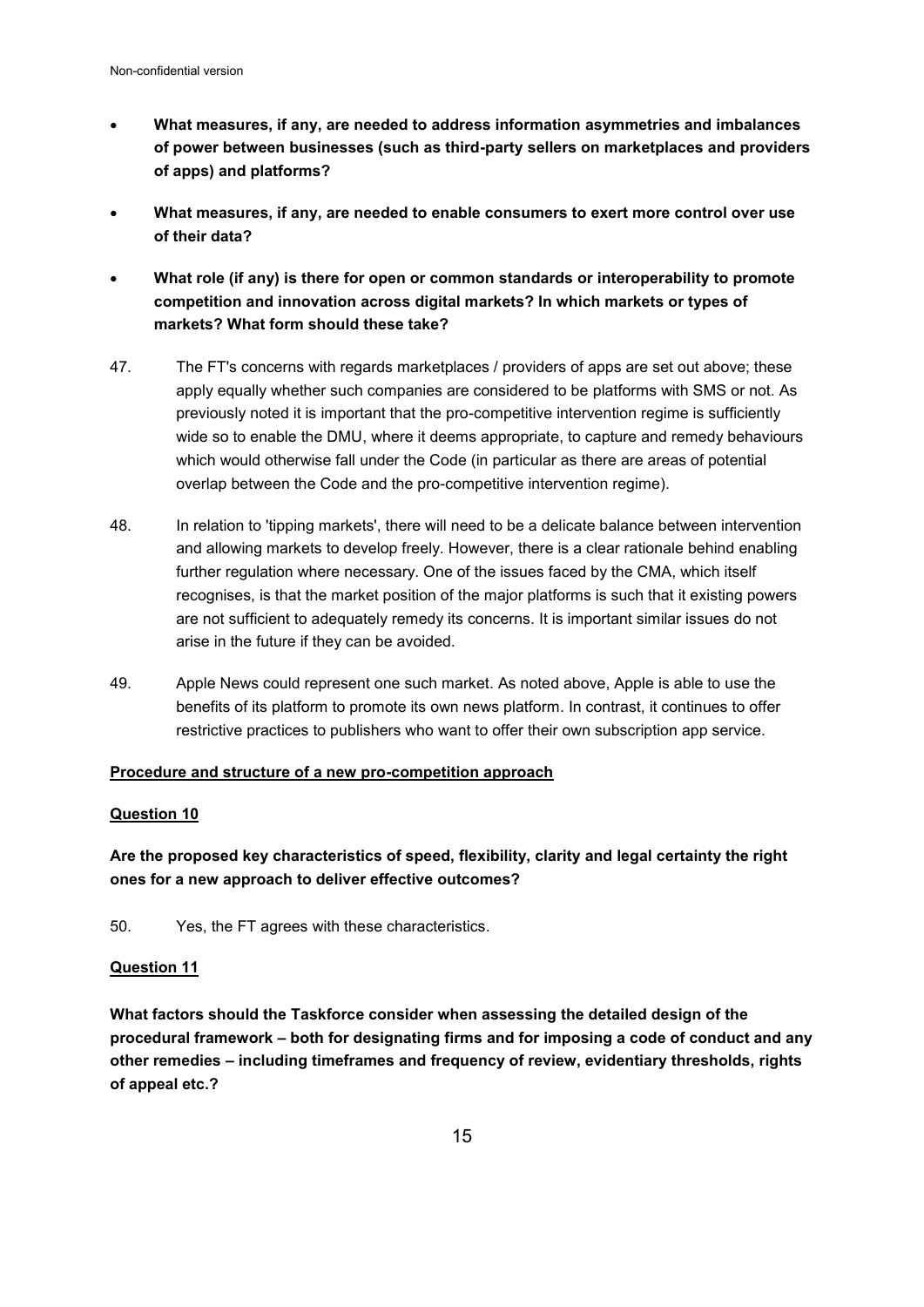- **What measures, if any, are needed to address information asymmetries and imbalances of power between businesses (such as third-party sellers on marketplaces and providers of apps) and platforms?**
- **What measures, if any, are needed to enable consumers to exert more control over use of their data?**
- **What role (if any) is there for open or common standards or interoperability to promote competition and innovation across digital markets? In which markets or types of markets? What form should these take?**

47. The FT's concerns with regards marketplaces / providers of apps are set out above; these apply equally whether such companies are considered to be platforms with SMS or not. As previously noted it is important that the pro-competitive intervention regime is sufficiently wide so to enable the DMU, where it deems appropriate, to capture and remedy behaviours which would otherwise fall under the Code (in particular as there are areas of potential overlap between the Code and the pro-competitive intervention regime).

48. In relation to 'tipping markets', there will need to be a delicate balance between intervention and allowing markets to develop freely. However, there is a clear rationale behind enabling further regulation where necessary. One of the issues faced by the CMA, which itself recognises, is that the market position of the major platforms is such that it existing powers are not sufficient to adequately remedy its concerns. It is important similar issues do not arise in the future if they can be avoided.

49. Apple News could represent one such market. As noted above, Apple is able to use the benefits of its platform to promote its own news platform. In contrast, it continues to offer restrictive practices to publishers who want to offer their own subscription app service.

**<u>Procedure and structure of a new pro-competition approach</u>**

**<u>Question 10</u>**

**Are the proposed key characteristics of speed, flexibility, clarity and legal certainty the right ones for a new approach to deliver effective outcomes?**

50. Yes, the FT agrees with these characteristics.

**<u>Question 11</u>**

**What factors should the Taskforce consider when assessing the detailed design of the procedural framework – both for designating firms and for imposing a code of conduct and any other remedies – including timeframes and frequency of review, evidentiary thresholds, rights of appeal etc.?**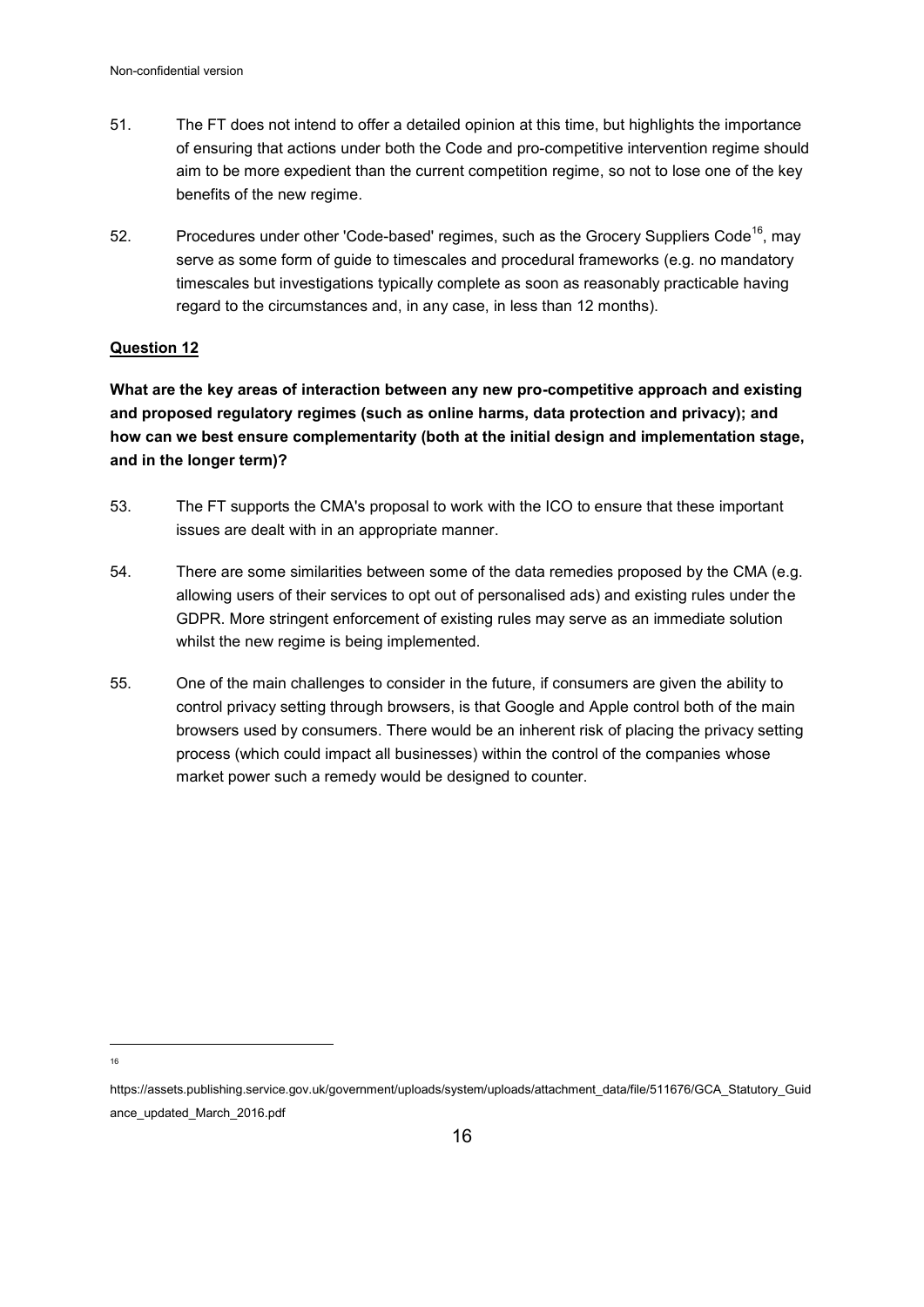51. The FT does not intend to offer a detailed opinion at this time, but highlights the importance of ensuring that actions under both the Code and pro-competitive intervention regime should aim to be more expedient than the current competition regime, so not to lose one of the key benefits of the new regime.

52. Procedures under other 'Code-based' regimes, such as the Grocery Suppliers Code[16], may serve as some form of guide to timescales and procedural frameworks (e.g. no mandatory timescales but investigations typically complete as soon as reasonably practicable having regard to the circumstances and, in any case, in less than 12 months).

**Question 12**

**What are the key areas of interaction between any new pro-competitive approach and existing and proposed regulatory regimes (such as online harms, data protection and privacy); and how can we best ensure complementarity (both at the initial design and implementation stage, and in the longer term)?**

53. The FT supports the CMA's proposal to work with the ICO to ensure that these important issues are dealt with in an appropriate manner.

54. There are some similarities between some of the data remedies proposed by the CMA (e.g. allowing users of their services to opt out of personalised ads) and existing rules under the GDPR. More stringent enforcement of existing rules may serve as an immediate solution whilst the new regime is being implemented.

55. One of the main challenges to consider in the future, if consumers are given the ability to control privacy setting through browsers, is that Google and Apple control both of the main browsers used by consumers. There would be an inherent risk of placing the privacy setting process (which could impact all businesses) within the control of the companies whose market power such a remedy would be designed to counter.

---

[16] https://assets.publishing.service.gov.uk/government/uploads/system/uploads/attachment_data/file/511676/GCA_Statutory_Guidance_updated_March_2016.pdf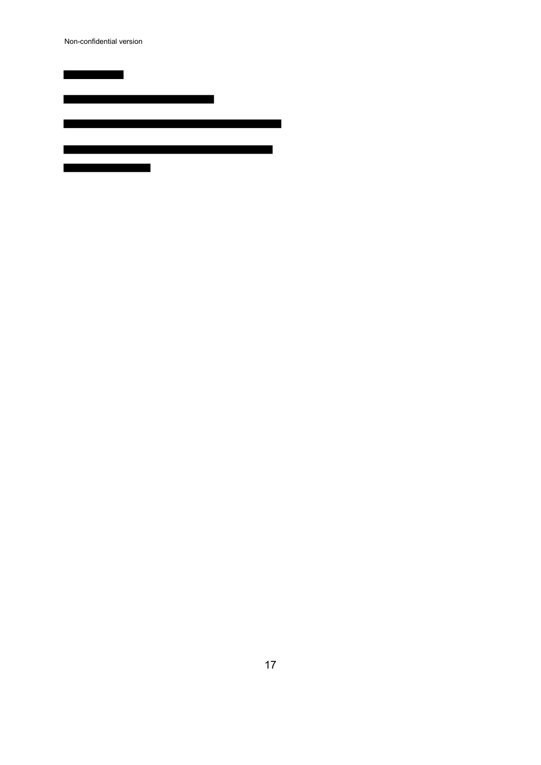Non-confidential version